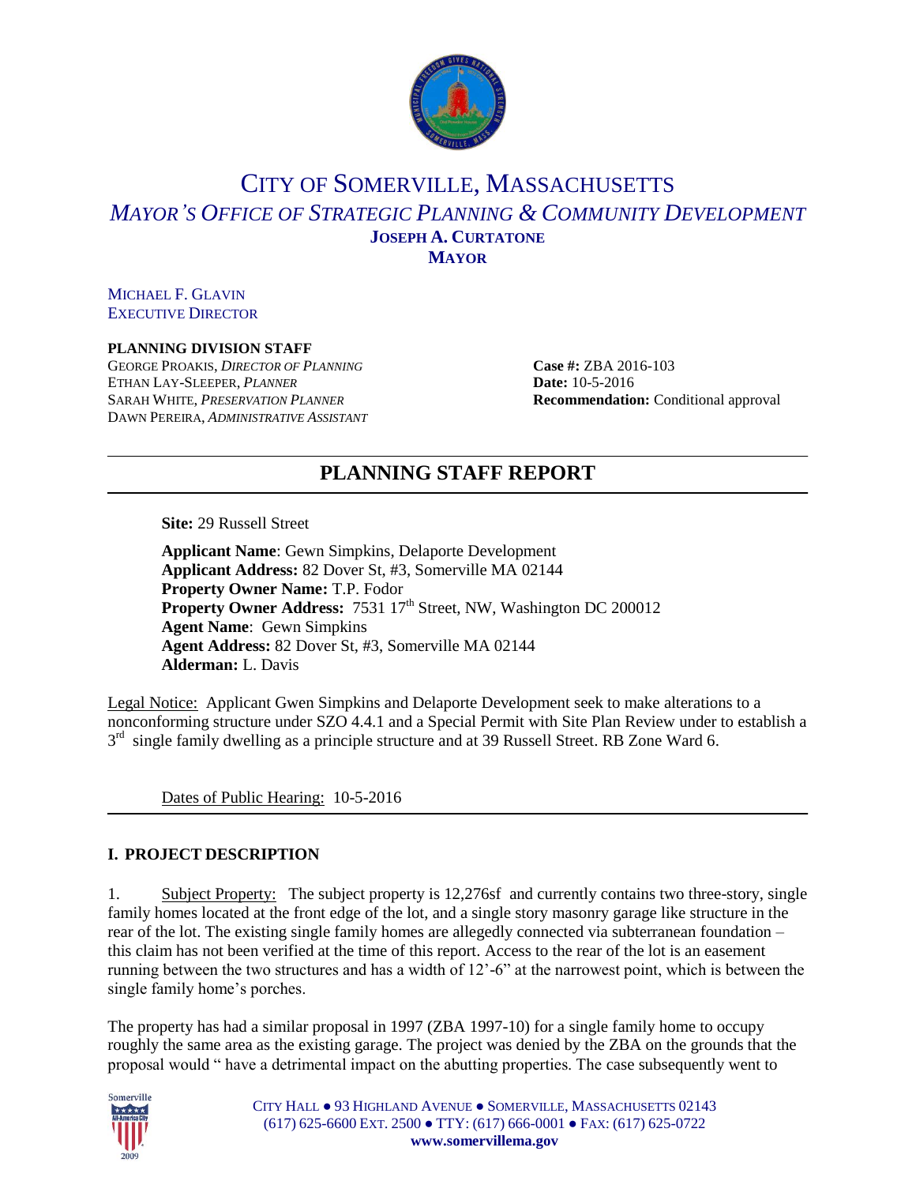# CITY OF SOMERVILLE, MASSACHUSETTS

## *MAYOR'S OFFICE OF STRATEGIC PLANNING & COMMUNITY DEVELOPMENT*

**JOSEPH A. CURTATONE**
**MAYOR**

MICHAEL F. GLAVIN
EXECUTIVE DIRECTOR

**PLANNING DIVISION STAFF**
GEORGE PROAKIS, *DIRECTOR OF PLANNING*
ETHAN LAY-SLEEPER, *PLANNER*
SARAH WHITE, *PRESERVATION PLANNER*
DAWN PEREIRA, *ADMINISTRATIVE ASSISTANT*

**Case #:** ZBA 2016-103
**Date:** 10-5-2016
**Recommendation:** Conditional approval

## PLANNING STAFF REPORT

**Site:** 29 Russell Street

**Applicant Name**: Gewn Simpkins, Delaporte Development
**Applicant Address:** 82 Dover St, #3, Somerville MA 02144
**Property Owner Name:** T.P. Fodor
**Property Owner Address:** 7531 17th Street, NW, Washington DC 200012
**Agent Name**: Gewn Simpkins
**Agent Address:** 82 Dover St, #3, Somerville MA 02144
**Alderman:** L. Davis

Legal Notice: Applicant Gwen Simpkins and Delaporte Development seek to make alterations to a nonconforming structure under SZO 4.4.1 and a Special Permit with Site Plan Review under to establish a 3rd single family dwelling as a principle structure and at 39 Russell Street. RB Zone Ward 6.

Dates of Public Hearing: 10-5-2016

## I. PROJECT DESCRIPTION

1. Subject Property: The subject property is 12,276sf and currently contains two three-story, single family homes located at the front edge of the lot, and a single story masonry garage like structure in the rear of the lot. The existing single family homes are allegedly connected via subterranean foundation – this claim has not been verified at the time of this report. Access to the rear of the lot is an easement running between the two structures and has a width of 12'-6" at the narrowest point, which is between the single family home's porches.

The property has had a similar proposal in 1997 (ZBA 1997-10) for a single family home to occupy roughly the same area as the existing garage. The project was denied by the ZBA on the grounds that the proposal would " have a detrimental impact on the abutting properties. The case subsequently went to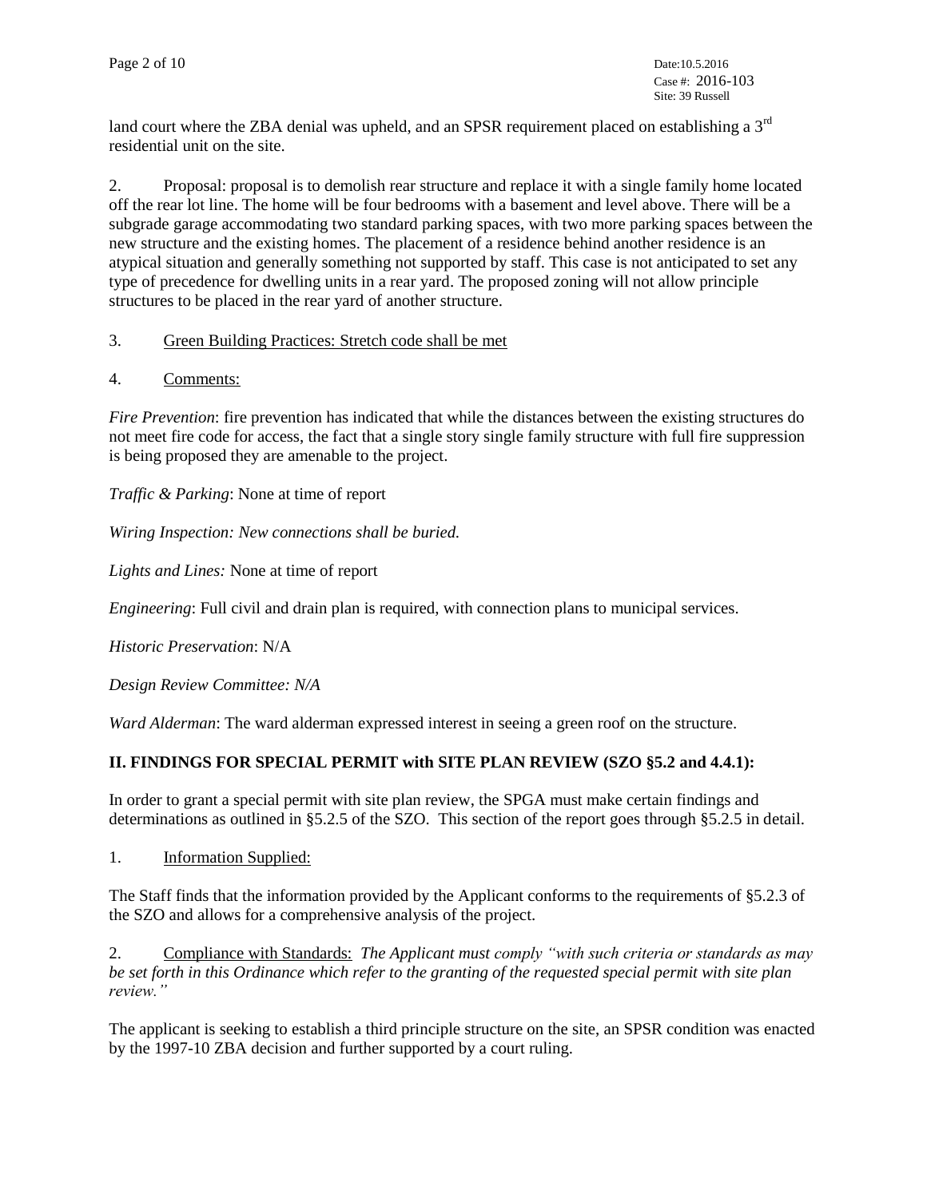land court where the ZBA denial was upheld, and an SPSR requirement placed on establishing a 3rd residential unit on the site.

2. Proposal: proposal is to demolish rear structure and replace it with a single family home located off the rear lot line. The home will be four bedrooms with a basement and level above. There will be a subgrade garage accommodating two standard parking spaces, with two more parking spaces between the new structure and the existing homes. The placement of a residence behind another residence is an atypical situation and generally something not supported by staff. This case is not anticipated to set any type of precedence for dwelling units in a rear yard. The proposed zoning will not allow principle structures to be placed in the rear yard of another structure.

3. Green Building Practices: Stretch code shall be met

4. Comments:

*Fire Prevention*: fire prevention has indicated that while the distances between the existing structures do not meet fire code for access, the fact that a single story single family structure with full fire suppression is being proposed they are amenable to the project.

*Traffic & Parking*: None at time of report

*Wiring Inspection: New connections shall be buried.*

*Lights and Lines:* None at time of report

*Engineering*: Full civil and drain plan is required, with connection plans to municipal services.

*Historic Preservation*: N/A

*Design Review Committee: N/A*

*Ward Alderman*: The ward alderman expressed interest in seeing a green roof on the structure.

## II. FINDINGS FOR SPECIAL PERMIT with SITE PLAN REVIEW (SZO §5.2 and 4.4.1):

In order to grant a special permit with site plan review, the SPGA must make certain findings and determinations as outlined in §5.2.5 of the SZO. This section of the report goes through §5.2.5 in detail.

1. Information Supplied:

The Staff finds that the information provided by the Applicant conforms to the requirements of §5.2.3 of the SZO and allows for a comprehensive analysis of the project.

2. Compliance with Standards: *The Applicant must comply "with such criteria or standards as may be set forth in this Ordinance which refer to the granting of the requested special permit with site plan review."*

The applicant is seeking to establish a third principle structure on the site, an SPSR condition was enacted by the 1997-10 ZBA decision and further supported by a court ruling.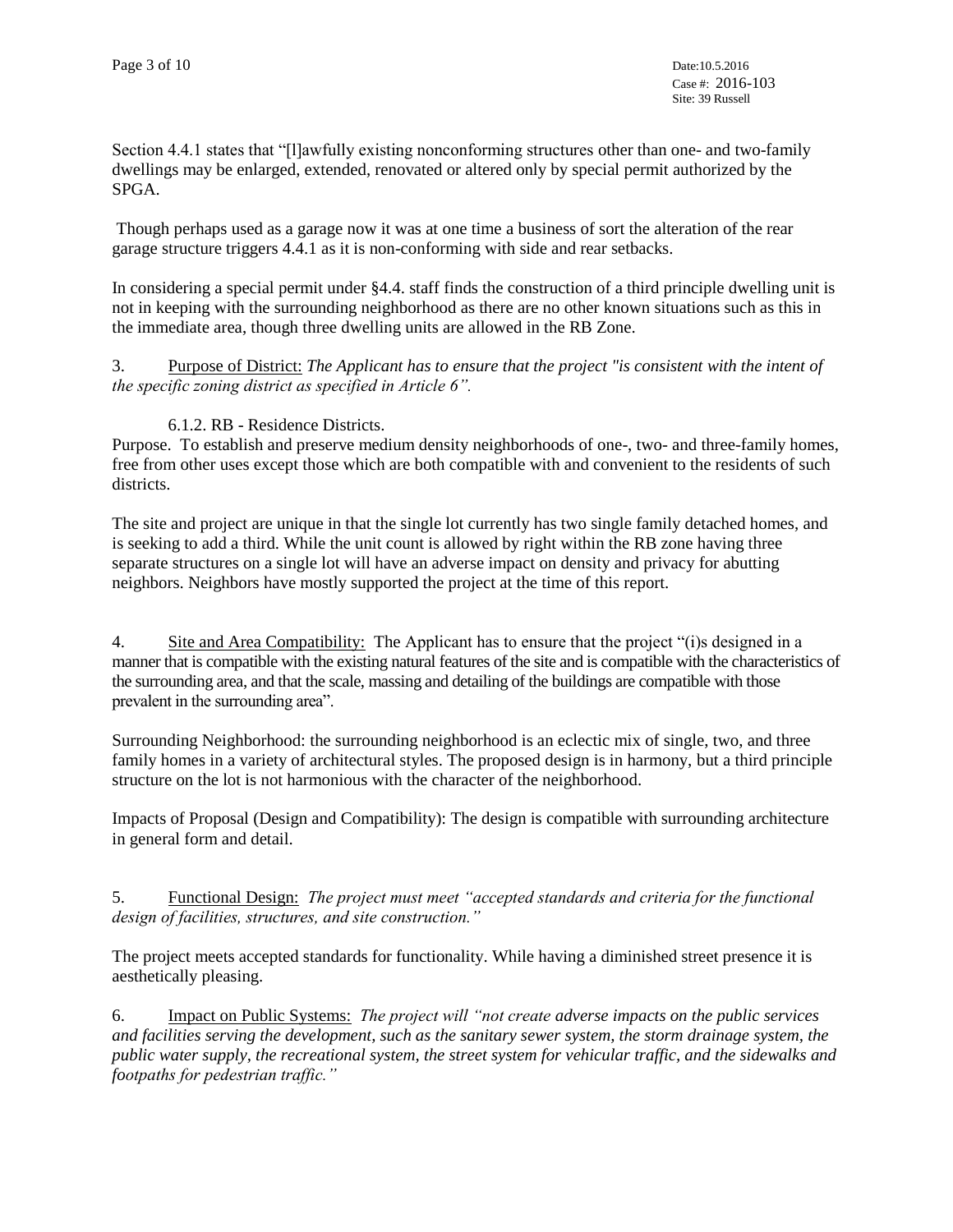Section 4.4.1 states that "[l]awfully existing nonconforming structures other than one- and two-family dwellings may be enlarged, extended, renovated or altered only by special permit authorized by the SPGA.

Though perhaps used as a garage now it was at one time a business of sort the alteration of the rear garage structure triggers 4.4.1 as it is non-conforming with side and rear setbacks.

In considering a special permit under §4.4. staff finds the construction of a third principle dwelling unit is not in keeping with the surrounding neighborhood as there are no other known situations such as this in the immediate area, though three dwelling units are allowed in the RB Zone.

3. Purpose of District: *The Applicant has to ensure that the project "is consistent with the intent of the specific zoning district as specified in Article 6".*

6.1.2. RB - Residence Districts.

Purpose. To establish and preserve medium density neighborhoods of one-, two- and three-family homes, free from other uses except those which are both compatible with and convenient to the residents of such districts.

The site and project are unique in that the single lot currently has two single family detached homes, and is seeking to add a third. While the unit count is allowed by right within the RB zone having three separate structures on a single lot will have an adverse impact on density and privacy for abutting neighbors. Neighbors have mostly supported the project at the time of this report.

4. Site and Area Compatibility: The Applicant has to ensure that the project "(i)s designed in a manner that is compatible with the existing natural features of the site and is compatible with the characteristics of the surrounding area, and that the scale, massing and detailing of the buildings are compatible with those prevalent in the surrounding area".

Surrounding Neighborhood: the surrounding neighborhood is an eclectic mix of single, two, and three family homes in a variety of architectural styles. The proposed design is in harmony, but a third principle structure on the lot is not harmonious with the character of the neighborhood.

Impacts of Proposal (Design and Compatibility): The design is compatible with surrounding architecture in general form and detail.

5. Functional Design: *The project must meet "accepted standards and criteria for the functional design of facilities, structures, and site construction."*

The project meets accepted standards for functionality. While having a diminished street presence it is aesthetically pleasing.

6. Impact on Public Systems: *The project will "not create adverse impacts on the public services and facilities serving the development, such as the sanitary sewer system, the storm drainage system, the public water supply, the recreational system, the street system for vehicular traffic, and the sidewalks and footpaths for pedestrian traffic."*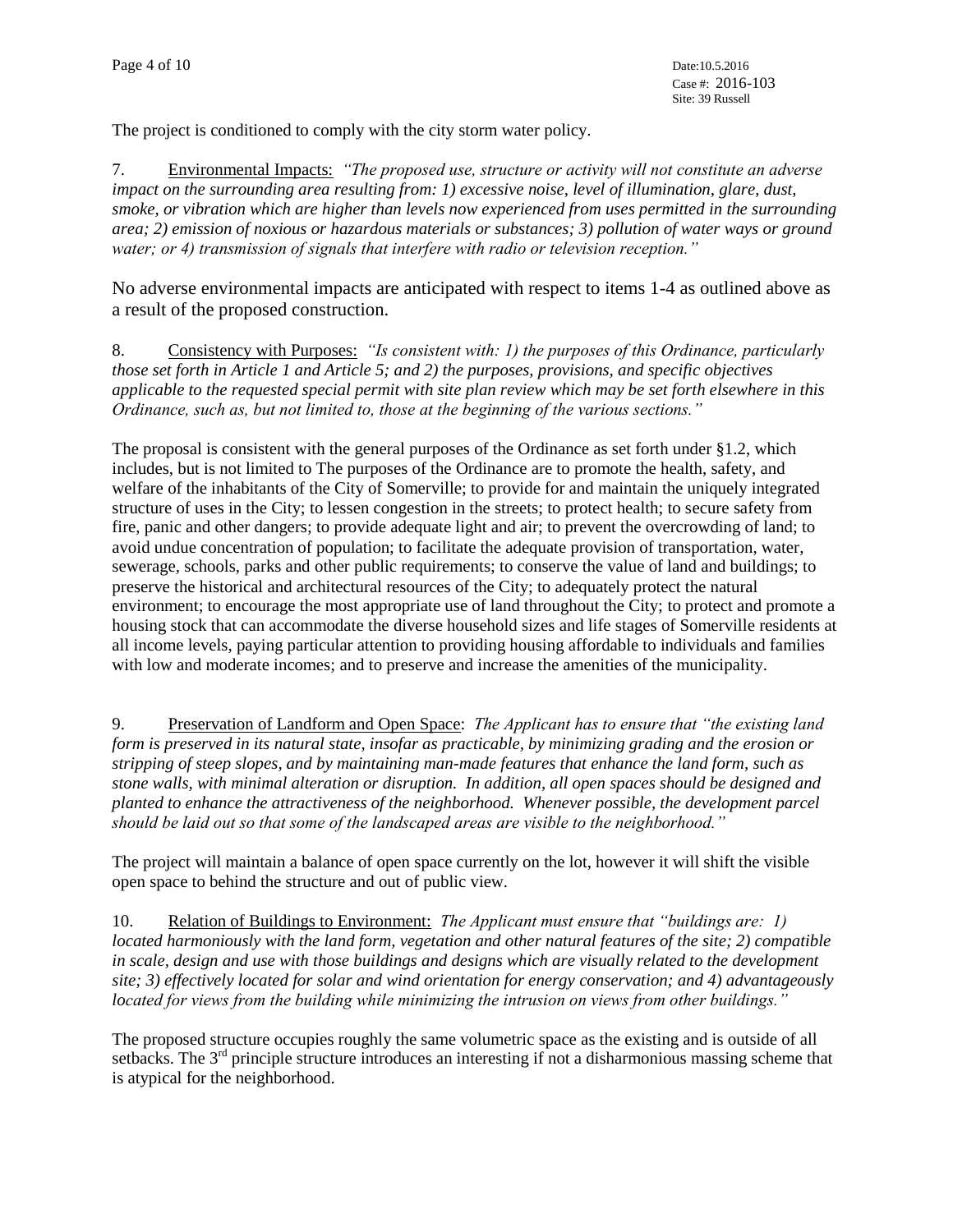The project is conditioned to comply with the city storm water policy.

7. Environmental Impacts: *"The proposed use, structure or activity will not constitute an adverse impact on the surrounding area resulting from: 1) excessive noise, level of illumination, glare, dust, smoke, or vibration which are higher than levels now experienced from uses permitted in the surrounding area; 2) emission of noxious or hazardous materials or substances; 3) pollution of water ways or ground water; or 4) transmission of signals that interfere with radio or television reception."*

No adverse environmental impacts are anticipated with respect to items 1-4 as outlined above as a result of the proposed construction.

8. Consistency with Purposes: *"Is consistent with: 1) the purposes of this Ordinance, particularly those set forth in Article 1 and Article 5; and 2) the purposes, provisions, and specific objectives applicable to the requested special permit with site plan review which may be set forth elsewhere in this Ordinance, such as, but not limited to, those at the beginning of the various sections."*

The proposal is consistent with the general purposes of the Ordinance as set forth under §1.2, which includes, but is not limited to The purposes of the Ordinance are to promote the health, safety, and welfare of the inhabitants of the City of Somerville; to provide for and maintain the uniquely integrated structure of uses in the City; to lessen congestion in the streets; to protect health; to secure safety from fire, panic and other dangers; to provide adequate light and air; to prevent the overcrowding of land; to avoid undue concentration of population; to facilitate the adequate provision of transportation, water, sewerage, schools, parks and other public requirements; to conserve the value of land and buildings; to preserve the historical and architectural resources of the City; to adequately protect the natural environment; to encourage the most appropriate use of land throughout the City; to protect and promote a housing stock that can accommodate the diverse household sizes and life stages of Somerville residents at all income levels, paying particular attention to providing housing affordable to individuals and families with low and moderate incomes; and to preserve and increase the amenities of the municipality.

9. Preservation of Landform and Open Space: *The Applicant has to ensure that "the existing land form is preserved in its natural state, insofar as practicable, by minimizing grading and the erosion or stripping of steep slopes, and by maintaining man-made features that enhance the land form, such as stone walls, with minimal alteration or disruption. In addition, all open spaces should be designed and planted to enhance the attractiveness of the neighborhood. Whenever possible, the development parcel should be laid out so that some of the landscaped areas are visible to the neighborhood."*

The project will maintain a balance of open space currently on the lot, however it will shift the visible open space to behind the structure and out of public view.

10. Relation of Buildings to Environment: *The Applicant must ensure that "buildings are: 1) located harmoniously with the land form, vegetation and other natural features of the site; 2) compatible in scale, design and use with those buildings and designs which are visually related to the development site; 3) effectively located for solar and wind orientation for energy conservation; and 4) advantageously located for views from the building while minimizing the intrusion on views from other buildings."*

The proposed structure occupies roughly the same volumetric space as the existing and is outside of all setbacks. The 3rd principle structure introduces an interesting if not a disharmonious massing scheme that is atypical for the neighborhood.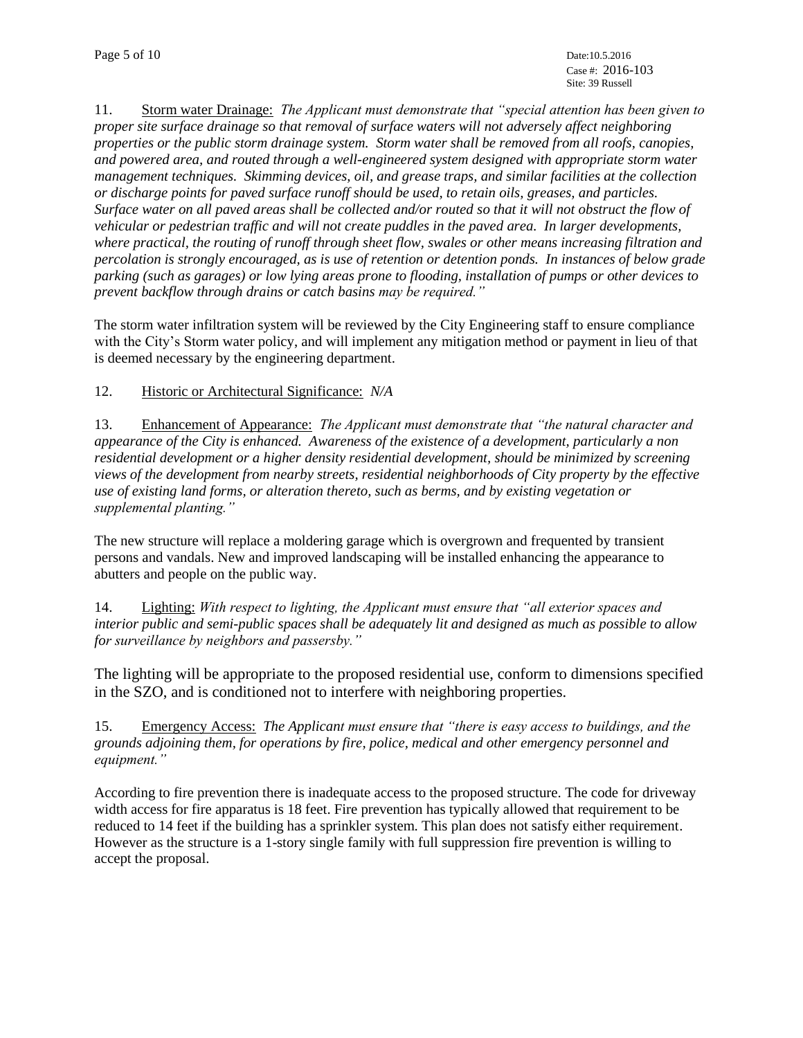11. Storm water Drainage: *The Applicant must demonstrate that "special attention has been given to proper site surface drainage so that removal of surface waters will not adversely affect neighboring properties or the public storm drainage system. Storm water shall be removed from all roofs, canopies, and powered area, and routed through a well-engineered system designed with appropriate storm water management techniques. Skimming devices, oil, and grease traps, and similar facilities at the collection or discharge points for paved surface runoff should be used, to retain oils, greases, and particles. Surface water on all paved areas shall be collected and/or routed so that it will not obstruct the flow of vehicular or pedestrian traffic and will not create puddles in the paved area. In larger developments, where practical, the routing of runoff through sheet flow, swales or other means increasing filtration and percolation is strongly encouraged, as is use of retention or detention ponds. In instances of below grade parking (such as garages) or low lying areas prone to flooding, installation of pumps or other devices to prevent backflow through drains or catch basins may be required."*

The storm water infiltration system will be reviewed by the City Engineering staff to ensure compliance with the City's Storm water policy, and will implement any mitigation method or payment in lieu of that is deemed necessary by the engineering department.

12. Historic or Architectural Significance: *N/A*

13. Enhancement of Appearance: *The Applicant must demonstrate that "the natural character and appearance of the City is enhanced. Awareness of the existence of a development, particularly a non residential development or a higher density residential development, should be minimized by screening views of the development from nearby streets, residential neighborhoods of City property by the effective use of existing land forms, or alteration thereto, such as berms, and by existing vegetation or supplemental planting."*

The new structure will replace a moldering garage which is overgrown and frequented by transient persons and vandals. New and improved landscaping will be installed enhancing the appearance to abutters and people on the public way.

14. Lighting: *With respect to lighting, the Applicant must ensure that "all exterior spaces and interior public and semi-public spaces shall be adequately lit and designed as much as possible to allow for surveillance by neighbors and passersby."*

The lighting will be appropriate to the proposed residential use, conform to dimensions specified in the SZO, and is conditioned not to interfere with neighboring properties.

15. Emergency Access: *The Applicant must ensure that "there is easy access to buildings, and the grounds adjoining them, for operations by fire, police, medical and other emergency personnel and equipment."*

According to fire prevention there is inadequate access to the proposed structure. The code for driveway width access for fire apparatus is 18 feet. Fire prevention has typically allowed that requirement to be reduced to 14 feet if the building has a sprinkler system. This plan does not satisfy either requirement. However as the structure is a 1-story single family with full suppression fire prevention is willing to accept the proposal.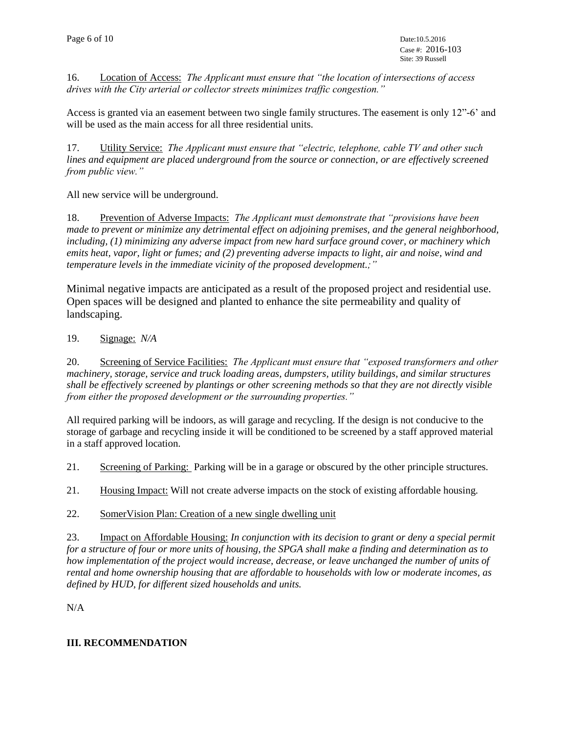16. Location of Access: *The Applicant must ensure that "the location of intersections of access drives with the City arterial or collector streets minimizes traffic congestion."*

Access is granted via an easement between two single family structures. The easement is only 12"-6' and will be used as the main access for all three residential units.

17. Utility Service: *The Applicant must ensure that "electric, telephone, cable TV and other such lines and equipment are placed underground from the source or connection, or are effectively screened from public view."*

All new service will be underground.

18. Prevention of Adverse Impacts: *The Applicant must demonstrate that "provisions have been made to prevent or minimize any detrimental effect on adjoining premises, and the general neighborhood, including, (1) minimizing any adverse impact from new hard surface ground cover, or machinery which emits heat, vapor, light or fumes; and (2) preventing adverse impacts to light, air and noise, wind and temperature levels in the immediate vicinity of the proposed development.;"*

Minimal negative impacts are anticipated as a result of the proposed project and residential use. Open spaces will be designed and planted to enhance the site permeability and quality of landscaping.

19. Signage: *N/A*

20. Screening of Service Facilities: *The Applicant must ensure that "exposed transformers and other machinery, storage, service and truck loading areas, dumpsters, utility buildings, and similar structures shall be effectively screened by plantings or other screening methods so that they are not directly visible from either the proposed development or the surrounding properties."*

All required parking will be indoors, as will garage and recycling. If the design is not conducive to the storage of garbage and recycling inside it will be conditioned to be screened by a staff approved material in a staff approved location.

21. Screening of Parking: Parking will be in a garage or obscured by the other principle structures.

21. Housing Impact: Will not create adverse impacts on the stock of existing affordable housing.

22. SomerVision Plan: Creation of a new single dwelling unit

23. Impact on Affordable Housing: *In conjunction with its decision to grant or deny a special permit for a structure of four or more units of housing, the SPGA shall make a finding and determination as to how implementation of the project would increase, decrease, or leave unchanged the number of units of rental and home ownership housing that are affordable to households with low or moderate incomes, as defined by HUD, for different sized households and units.*

N/A

## III. RECOMMENDATION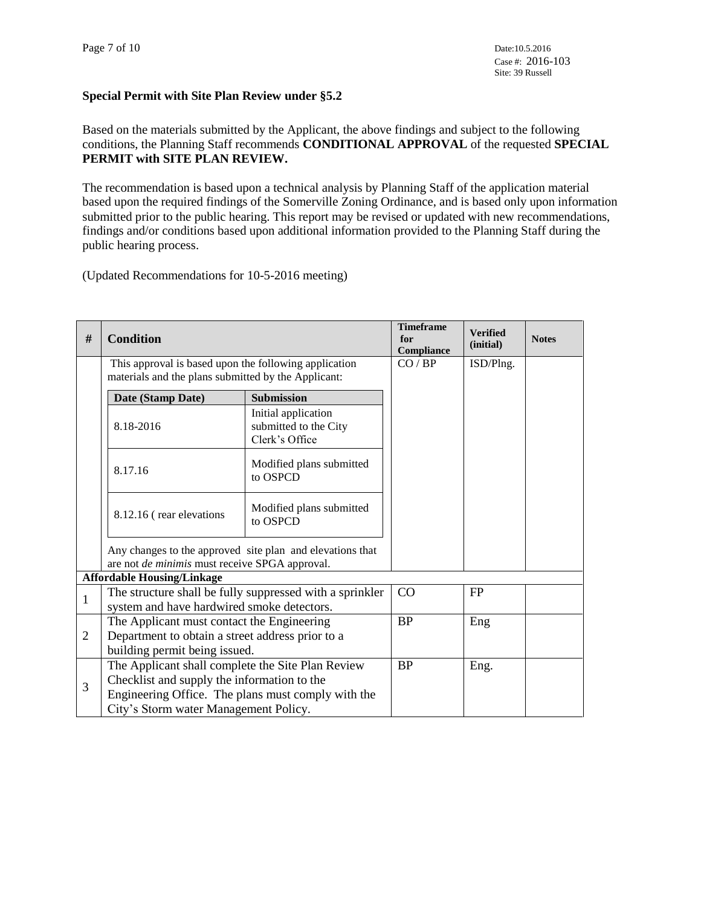Date:10.5.2016
Case #: 2016-103
Site: 39 Russell

**Special Permit with Site Plan Review under §5.2**

Based on the materials submitted by the Applicant, the above findings and subject to the following conditions, the Planning Staff recommends **CONDITIONAL APPROVAL** of the requested **SPECIAL PERMIT with SITE PLAN REVIEW.**

The recommendation is based upon a technical analysis by Planning Staff of the application material based upon the required findings of the Somerville Zoning Ordinance, and is based only upon information submitted prior to the public hearing. This report may be revised or updated with new recommendations, findings and/or conditions based upon additional information provided to the Planning Staff during the public hearing process.

(Updated Recommendations for 10-5-2016 meeting)

| # | Condition | Timeframe for Compliance | Verified (initial) | Notes |
|---|---|---|---|---|
| | This approval is based upon the following application materials and the plans submitted by the Applicant:<br><br>**Date (Stamp Date)** — **Submission**<br>8.18-2016 — Initial application submitted to the City Clerk's Office<br>8.17.16 — Modified plans submitted to OSPCD<br>8.12.16 ( rear elevations — Modified plans submitted to OSPCD<br><br>Any changes to the approved site plan and elevations that are not *de minimis* must receive SPGA approval. | CO / BP | ISD/Plng. | |
| **Affordable Housing/Linkage** | | | | |
| 1 | The structure shall be fully suppressed with a sprinkler system and have hardwired smoke detectors. | CO | FP | |
| 2 | The Applicant must contact the Engineering Department to obtain a street address prior to a building permit being issued. | BP | Eng | |
| 3 | The Applicant shall complete the Site Plan Review Checklist and supply the information to the Engineering Office. The plans must comply with the City's Storm water Management Policy. | BP | Eng. | |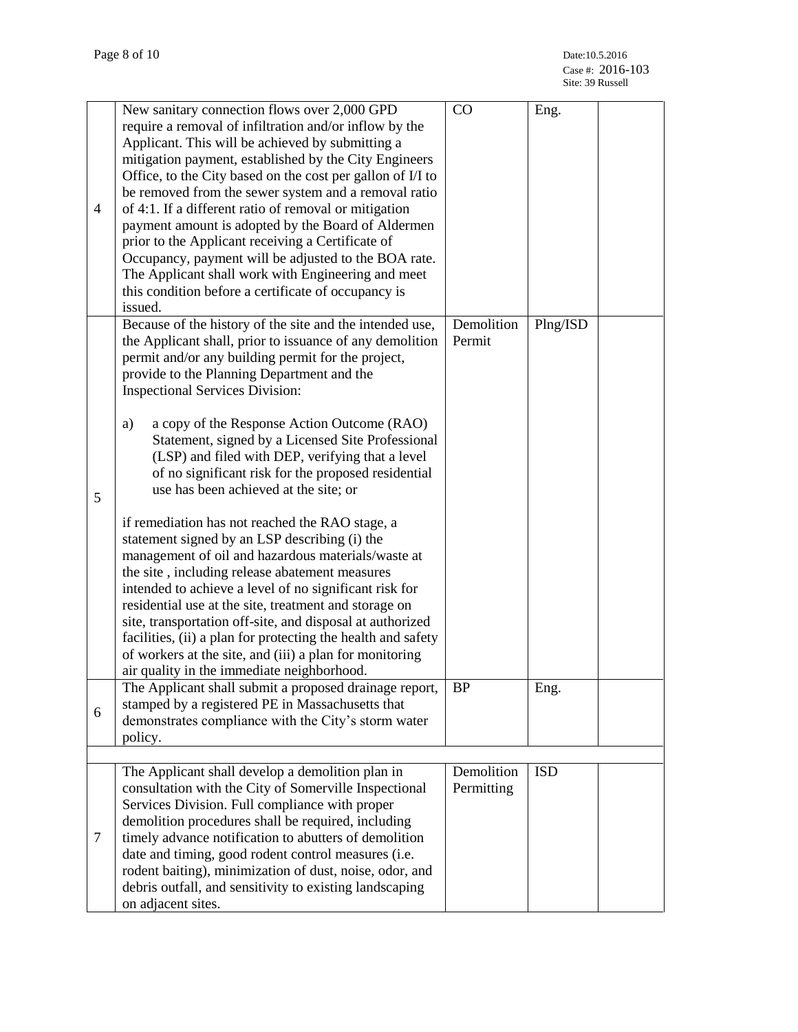| | | | | |
|---|---|---|---|---|
| 4 | New sanitary connection flows over 2,000 GPD require a removal of infiltration and/or inflow by the Applicant. This will be achieved by submitting a mitigation payment, established by the City Engineers Office, to the City based on the cost per gallon of I/I to be removed from the sewer system and a removal ratio of 4:1. If a different ratio of removal or mitigation payment amount is adopted by the Board of Aldermen prior to the Applicant receiving a Certificate of Occupancy, payment will be adjusted to the BOA rate. The Applicant shall work with Engineering and meet this condition before a certificate of occupancy is issued. | CO | Eng. | |
| 5 | Because of the history of the site and the intended use, the Applicant shall, prior to issuance of any demolition permit and/or any building permit for the project, provide to the Planning Department and the Inspectional Services Division:<br><br>a) a copy of the Response Action Outcome (RAO) Statement, signed by a Licensed Site Professional (LSP) and filed with DEP, verifying that a level of no significant risk for the proposed residential use has been achieved at the site; or<br><br>if remediation has not reached the RAO stage, a statement signed by an LSP describing (i) the management of oil and hazardous materials/waste at the site , including release abatement measures intended to achieve a level of no significant risk for residential use at the site, treatment and storage on site, transportation off-site, and disposal at authorized facilities, (ii) a plan for protecting the health and safety of workers at the site, and (iii) a plan for monitoring air quality in the immediate neighborhood. | Demolition Permit | Plng/ISD | |
| 6 | The Applicant shall submit a proposed drainage report, stamped by a registered PE in Massachusetts that demonstrates compliance with the City's storm water policy. | BP | Eng. | |
| | | | | |
| 7 | The Applicant shall develop a demolition plan in consultation with the City of Somerville Inspectional Services Division. Full compliance with proper demolition procedures shall be required, including timely advance notification to abutters of demolition date and timing, good rodent control measures (i.e. rodent baiting), minimization of dust, noise, odor, and debris outfall, and sensitivity to existing landscaping on adjacent sites. | Demolition Permitting | ISD | |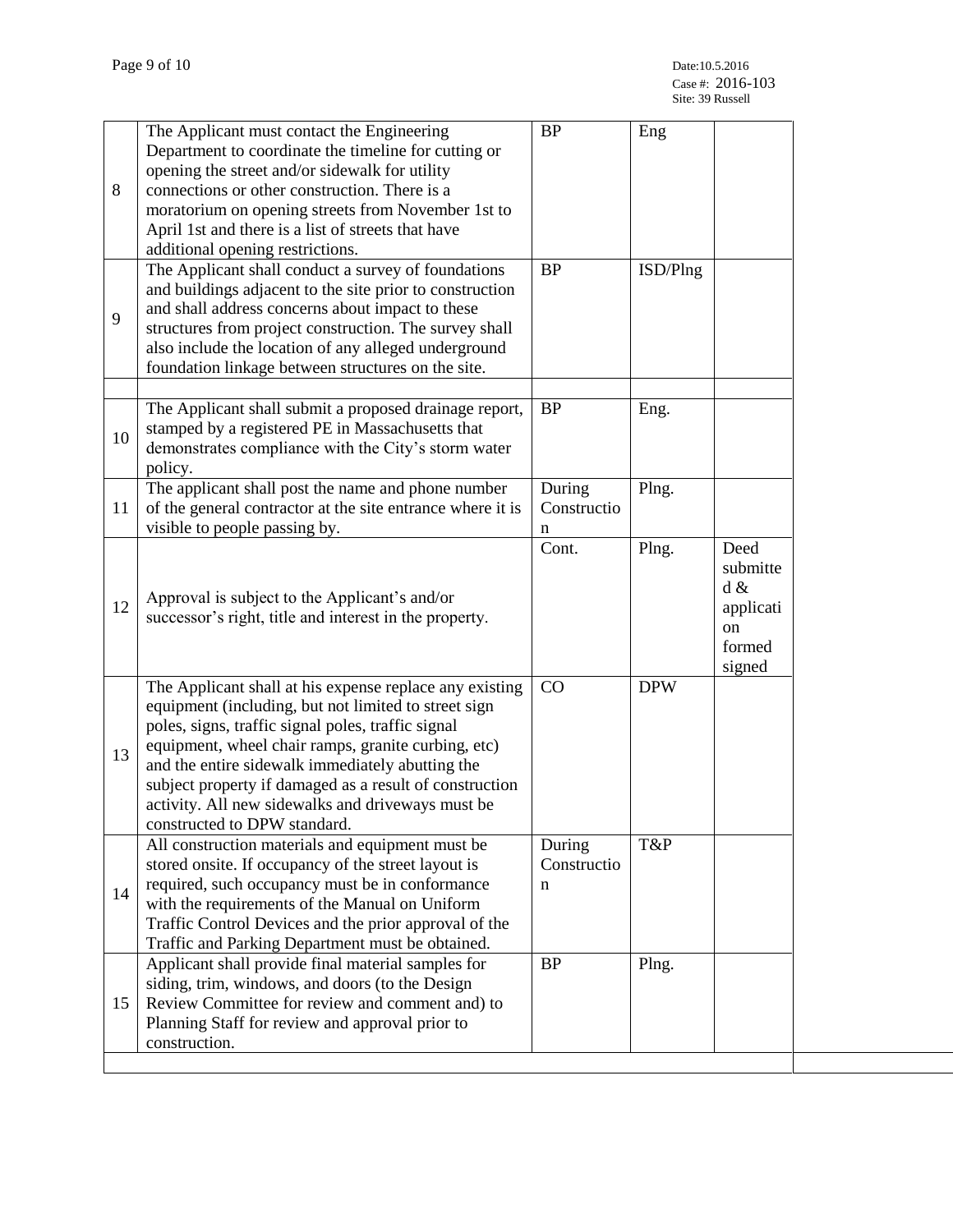| | | | | |
|---|---|---|---|---|
| 8 | The Applicant must contact the Engineering Department to coordinate the timeline for cutting or opening the street and/or sidewalk for utility connections or other construction. There is a moratorium on opening streets from November 1st to April 1st and there is a list of streets that have additional opening restrictions. | BP | Eng | |
| 9 | The Applicant shall conduct a survey of foundations and buildings adjacent to the site prior to construction and shall address concerns about impact to these structures from project construction. The survey shall also include the location of any alleged underground foundation linkage between structures on the site. | BP | ISD/Plng | |
| | | | | |
| 10 | The Applicant shall submit a proposed drainage report, stamped by a registered PE in Massachusetts that demonstrates compliance with the City's storm water policy. | BP | Eng. | |
| 11 | The applicant shall post the name and phone number of the general contractor at the site entrance where it is visible to people passing by. | During Construction | Plng. | |
| 12 | Approval is subject to the Applicant's and/or successor's right, title and interest in the property. | Cont. | Plng. | Deed submitted & application formed signed |
| 13 | The Applicant shall at his expense replace any existing equipment (including, but not limited to street sign poles, signs, traffic signal poles, traffic signal equipment, wheel chair ramps, granite curbing, etc) and the entire sidewalk immediately abutting the subject property if damaged as a result of construction activity. All new sidewalks and driveways must be constructed to DPW standard. | CO | DPW | |
| 14 | All construction materials and equipment must be stored onsite. If occupancy of the street layout is required, such occupancy must be in conformance with the requirements of the Manual on Uniform Traffic Control Devices and the prior approval of the Traffic and Parking Department must be obtained. | During Construction | T&P | |
| 15 | Applicant shall provide final material samples for siding, trim, windows, and doors (to the Design Review Committee for review and comment and) to Planning Staff for review and approval prior to construction. | BP | Plng. | |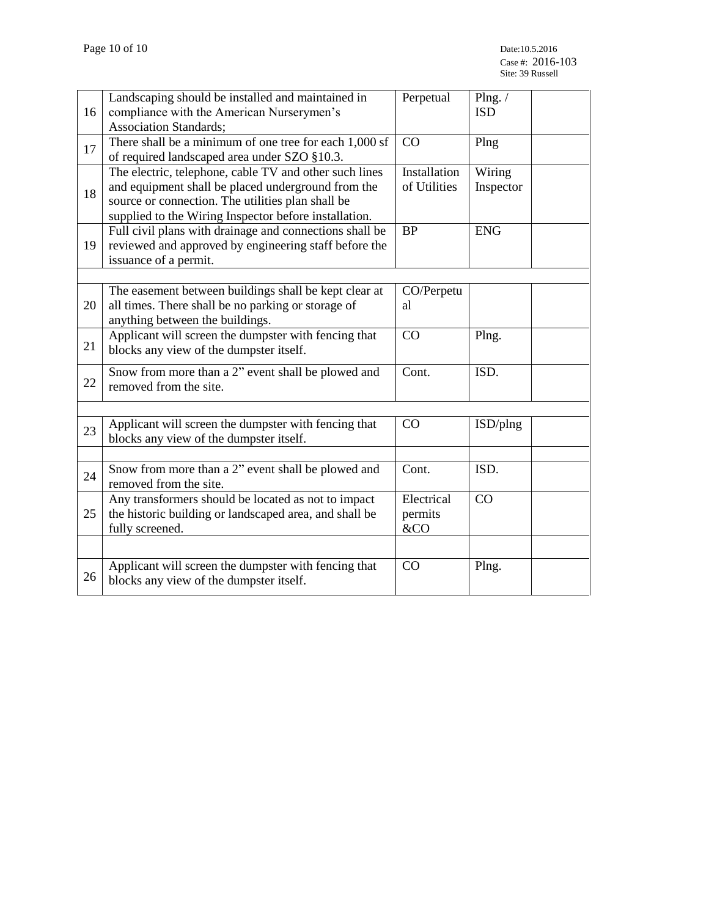| | | | | |
|---|---|---|---|---|
| 16 | Landscaping should be installed and maintained in compliance with the American Nurserymen's Association Standards; | Perpetual | Plng. / ISD | |
| 17 | There shall be a minimum of one tree for each 1,000 sf of required landscaped area under SZO §10.3. | CO | Plng | |
| 18 | The electric, telephone, cable TV and other such lines and equipment shall be placed underground from the source or connection. The utilities plan shall be supplied to the Wiring Inspector before installation. | Installation of Utilities | Wiring Inspector | |
| 19 | Full civil plans with drainage and connections shall be reviewed and approved by engineering staff before the issuance of a permit. | BP | ENG | |
| | | | | |
| 20 | The easement between buildings shall be kept clear at all times. There shall be no parking or storage of anything between the buildings. | CO/Perpetual | | |
| 21 | Applicant will screen the dumpster with fencing that blocks any view of the dumpster itself. | CO | Plng. | |
| 22 | Snow from more than a 2" event shall be plowed and removed from the site. | Cont. | ISD. | |
| | | | | |
| 23 | Applicant will screen the dumpster with fencing that blocks any view of the dumpster itself. | CO | ISD/plng | |
| | | | | |
| 24 | Snow from more than a 2" event shall be plowed and removed from the site. | Cont. | ISD. | |
| 25 | Any transformers should be located as not to impact the historic building or landscaped area, and shall be fully screened. | Electrical permits &CO | CO | |
| | | | | |
| 26 | Applicant will screen the dumpster with fencing that blocks any view of the dumpster itself. | CO | Plng. | |